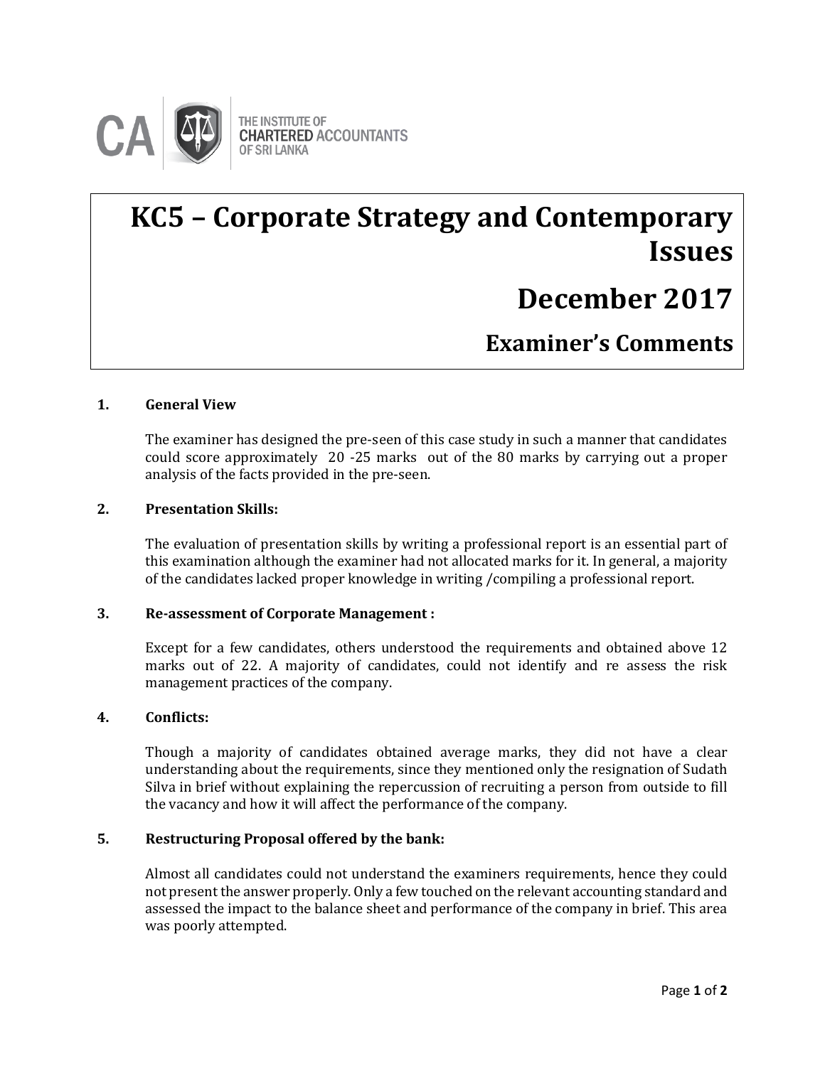THE INSTITUTE OF CHARTERED ACCOUNTANTS OF SRI LANKA

# KC5 – Corporate Strategy and Contemporary Issues

# December 2017

## Examiner's Comments

### 1. General View

The examiner has designed the pre-seen of this case study in such a manner that candidates could score approximately 20 -25 marks out of the 80 marks by carrying out a proper analysis of the facts provided in the pre-seen.

### 2. Presentation Skills:

The evaluation of presentation skills by writing a professional report is an essential part of this examination although the examiner had not allocated marks for it. In general, a majority of the candidates lacked proper knowledge in writing /compiling a professional report.

### 3. Re-assessment of Corporate Management :

Except for a few candidates, others understood the requirements and obtained above 12 marks out of 22. A majority of candidates, could not identify and re assess the risk management practices of the company.

### 4. Conflicts:

Though a majority of candidates obtained average marks, they did not have a clear understanding about the requirements, since they mentioned only the resignation of Sudath Silva in brief without explaining the repercussion of recruiting a person from outside to fill the vacancy and how it will affect the performance of the company.

### 5. Restructuring Proposal offered by the bank:

Almost all candidates could not understand the examiners requirements, hence they could not present the answer properly. Only a few touched on the relevant accounting standard and assessed the impact to the balance sheet and performance of the company in brief. This area was poorly attempted.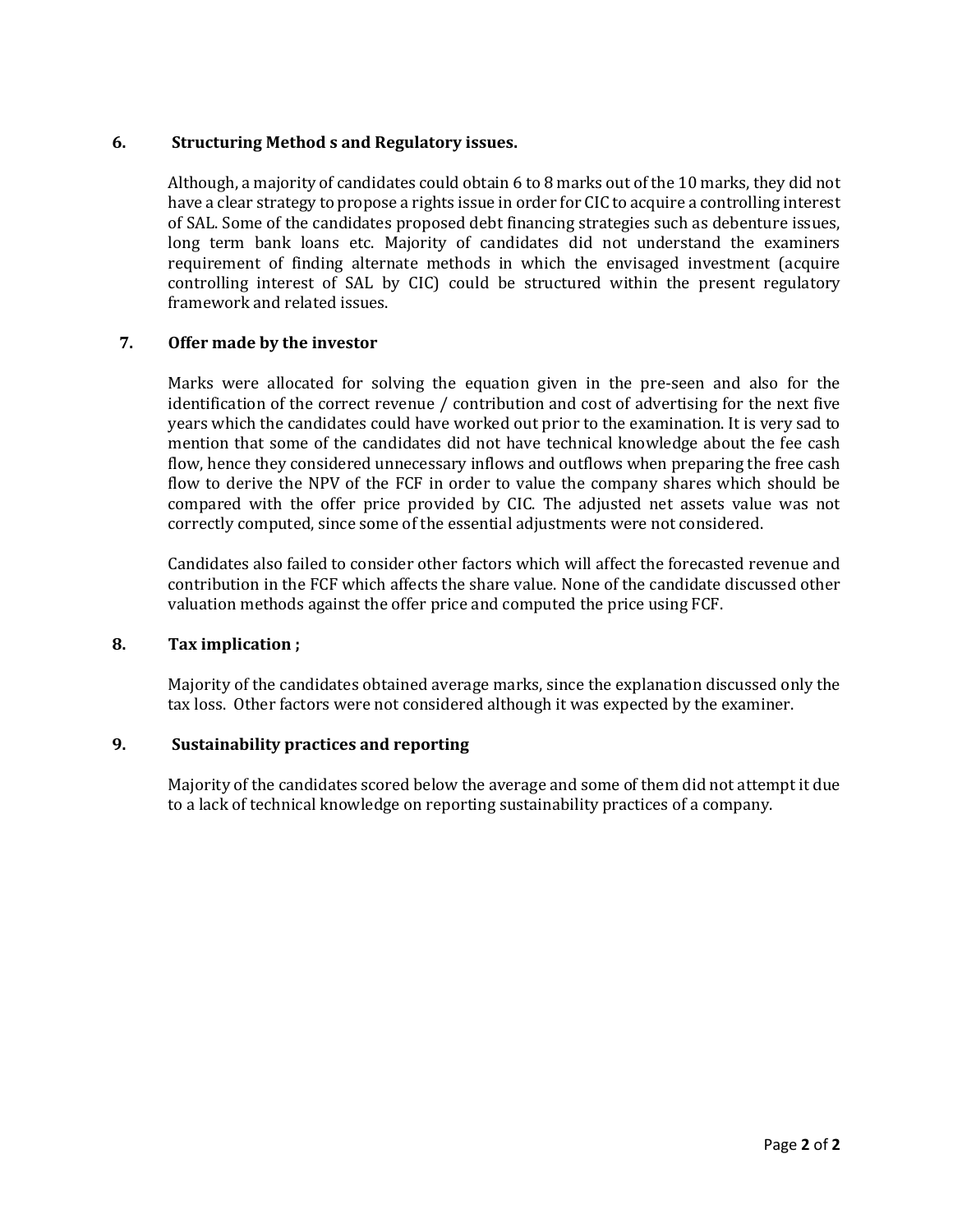### 6. Structuring Method s and Regulatory issues.

Although, a majority of candidates could obtain 6 to 8 marks out of the 10 marks, they did not have a clear strategy to propose a rights issue in order for CIC to acquire a controlling interest of SAL. Some of the candidates proposed debt financing strategies such as debenture issues, long term bank loans etc. Majority of candidates did not understand the examiners requirement of finding alternate methods in which the envisaged investment (acquire controlling interest of SAL by CIC) could be structured within the present regulatory framework and related issues.

### 7. Offer made by the investor

Marks were allocated for solving the equation given in the pre-seen and also for the identification of the correct revenue / contribution and cost of advertising for the next five years which the candidates could have worked out prior to the examination. It is very sad to mention that some of the candidates did not have technical knowledge about the fee cash flow, hence they considered unnecessary inflows and outflows when preparing the free cash flow to derive the NPV of the FCF in order to value the company shares which should be compared with the offer price provided by CIC. The adjusted net assets value was not correctly computed, since some of the essential adjustments were not considered.

Candidates also failed to consider other factors which will affect the forecasted revenue and contribution in the FCF which affects the share value. None of the candidate discussed other valuation methods against the offer price and computed the price using FCF.

### 8. Tax implication ;

Majority of the candidates obtained average marks, since the explanation discussed only the tax loss. Other factors were not considered although it was expected by the examiner.

### 9. Sustainability practices and reporting

Majority of the candidates scored below the average and some of them did not attempt it due to a lack of technical knowledge on reporting sustainability practices of a company.